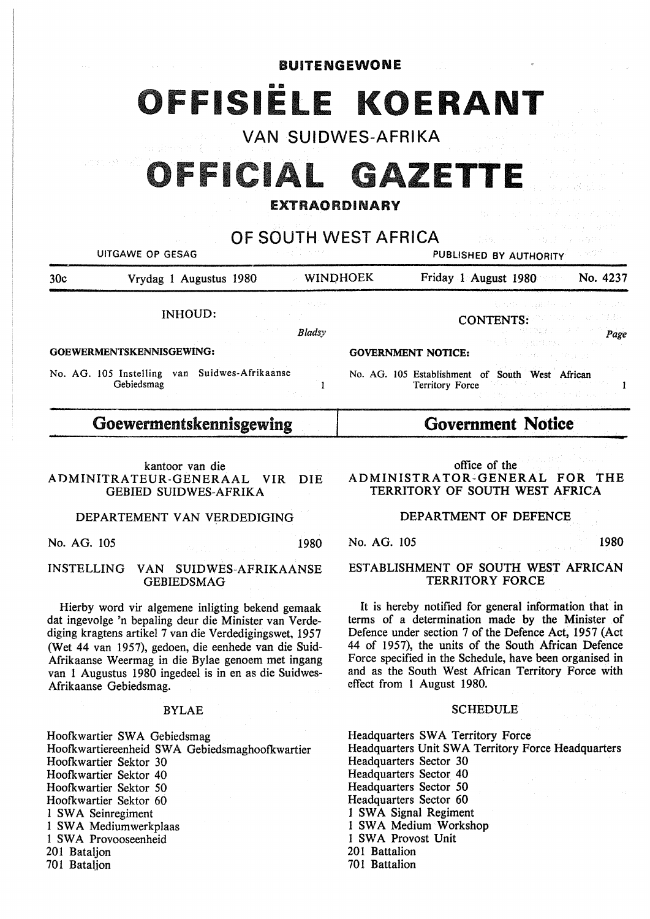**BUITENGEWONE**

# OFFISIËLE KOERANT

VAN SUIDWES-AFRIKA

# OFFICIAL GAZETTE

**EXTRAORDINARY**

OF SOUTH WEST AFRICA

UITGAWE OP GESAG — PUBLISHED BY AUTHORITY

30c — Vrydag 1 Augustus 1980 — WINDHOEK — Friday 1 August 1980 — No. 4237

INHOUD:

*Bladsy*

**GOEWERMENTSKENNISGEWING:**

No. AG. 105 Instelling van Suidwes-Afrikaanse Gebiedsmag — 1

CONTENTS:

*Page*

**GOVERNMENT NOTICE:**

No. AG. 105 Establishment of South West African Territory Force — 1

## Goewermentskennisgewing

kantoor van die
ADMINITRATEUR-GENERAAL VIR DIE GEBIED SUIDWES-AFRIKA

DEPARTEMENT VAN VERDEDIGING

No. AG. 105 — 1980

INSTELLING VAN SUIDWES-AFRIKAANSE GEBIEDSMAG

Hierby word vir algemene inligting bekend gemaak dat ingevolge 'n bepaling deur die Minister van Verdediging kragtens artikel 7 van die Verdedigingswet, 1957 (Wet 44 van 1957), gedoen, die eenhede van die Suid-Afrikaanse Weermag in die Bylae genoem met ingang van 1 Augustus 1980 ingedeel is in en as die Suidwes-Afrikaanse Gebiedsmag.

BYLAE

Hoofkwartier SWA Gebiedsmag
Hoofkwartiereenheid SWA Gebiedsmaghoofkwartier
Hoofkwartier Sektor 30
Hoofkwartier Sektor 40
Hoofkwartier Sektor 50
Hoofkwartier Sektor 60
1 SWA Seinregiment
1 SWA Mediumwerkplaas
1 SWA Provooseenheid
201 Bataljon
701 Bataljon

## Government Notice

office of the
ADMINISTRATOR-GENERAL FOR THE TERRITORY OF SOUTH WEST AFRICA

DEPARTMENT OF DEFENCE

No. AG. 105 — 1980

ESTABLISHMENT OF SOUTH WEST AFRICAN TERRITORY FORCE

It is hereby notified for general information that in terms of a determination made by the Minister of Defence under section 7 of the Defence Act, 1957 (Act 44 of 1957), the units of the South African Defence Force specified in the Schedule, have been organised in and as the South West African Territory Force with effect from 1 August 1980.

SCHEDULE

Headquarters SWA Territory Force
Headquarters Unit SWA Territory Force Headquarters
Headquarters Sector 30
Headquarters Sector 40
Headquarters Sector 50
Headquarters Sector 60
1 SWA Signal Regiment
1 SWA Medium Workshop
1 SWA Provost Unit
201 Battalion
701 Battalion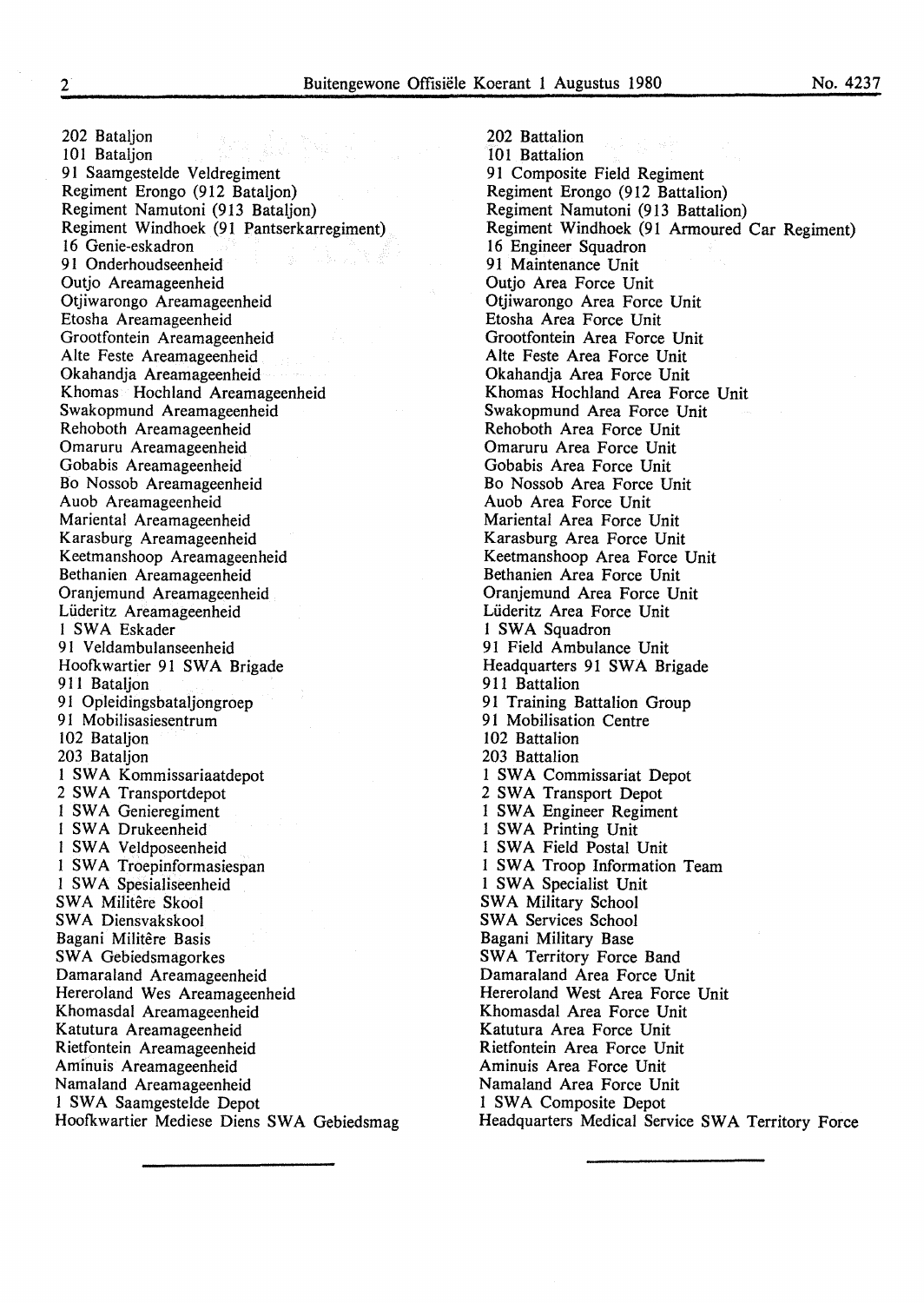202 Bataljon
101 Bataljon
91 Saamgestelde Veldregiment
Regiment Erongo (912 Bataljon)
Regiment Namutoni (913 Bataljon)
Regiment Windhoek (91 Pantserkarregiment)
16 Genie-eskadron
91 Onderhoudseenheid
Outjo Areamageenheid
Otjiwarongo Areamageenheid
Etosha Areamageenheid
Grootfontein Areamageenheid
Alte Feste Areamageenheid
Okahandja Areamageenheid
Khomas Hochland Areamageenheid
Swakopmund Areamageenheid
Rehoboth Areamageenheid
Omaruru Areamageenheid
Gobabis Areamageenheid
Bo Nossob Areamageenheid
Auob Areamageenheid
Mariental Areamageenheid
Karasburg Areamageenheid
Keetmanshoop Areamageenheid
Bethanien Areamageenheid
Oranjemund Areamageenheid
Lüderitz Areamageenheid
1 SWA Eskader
91 Veldambulanseenheid
Hoofkwartier 91 SWA Brigade
911 Bataljon
91 Opleidingsbataljongroep
91 Mobilisasiesentrum
102 Bataljon
203 Bataljon
1 SWA Kommissariaatdepot
2 SWA Transportdepot
1 SWA Genieregiment
1 SWA Drukeenheid
1 SWA Veldposeenheid
1 SWA Troepinformasiespan
1 SWA Spesialiseenheid
SWA Militêre Skool
SWA Diensvakskool
Bagani Militêre Basis
SWA Gebiedsmagorkes
Damaraland Areamageenheid
Hereroland Wes Areamageenheid
Khomasdal Areamageenheid
Katutura Areamageenheid
Rietfontein Areamageenheid
Aminuis Areamageenheid
Namaland Areamageenheid
1 SWA Saamgestelde Depot
Hoofkwartier Mediese Diens SWA Gebiedsmag

---

202 Battalion
101 Battalion
91 Composite Field Regiment
Regiment Erongo (912 Battalion)
Regiment Namutoni (913 Battalion)
Regiment Windhoek (91 Armoured Car Regiment)
16 Engineer Squadron
91 Maintenance Unit
Outjo Area Force Unit
Otjiwarongo Area Force Unit
Etosha Area Force Unit
Grootfontein Area Force Unit
Alte Feste Area Force Unit
Okahandja Area Force Unit
Khomas Hochland Area Force Unit
Swakopmund Area Force Unit
Rehoboth Area Force Unit
Omaruru Area Force Unit
Gobabis Area Force Unit
Bo Nossob Area Force Unit
Auob Area Force Unit
Mariental Area Force Unit
Karasburg Area Force Unit
Keetmanshoop Area Force Unit
Bethanien Area Force Unit
Oranjemund Area Force Unit
Lüderitz Area Force Unit
1 SWA Squadron
91 Field Ambulance Unit
Headquarters 91 SWA Brigade
911 Battalion
91 Training Battalion Group
91 Mobilisation Centre
102 Battalion
203 Battalion
1 SWA Commissariat Depot
2 SWA Transport Depot
1 SWA Engineer Regiment
1 SWA Printing Unit
1 SWA Field Postal Unit
1 SWA Troop Information Team
1 SWA Specialist Unit
SWA Military School
SWA Services School
Bagani Military Base
SWA Territory Force Band
Damaraland Area Force Unit
Hereroland West Area Force Unit
Khomasdal Area Force Unit
Katutura Area Force Unit
Rietfontein Area Force Unit
Aminuis Area Force Unit
Namaland Area Force Unit
1 SWA Composite Depot
Headquarters Medical Service SWA Territory Force